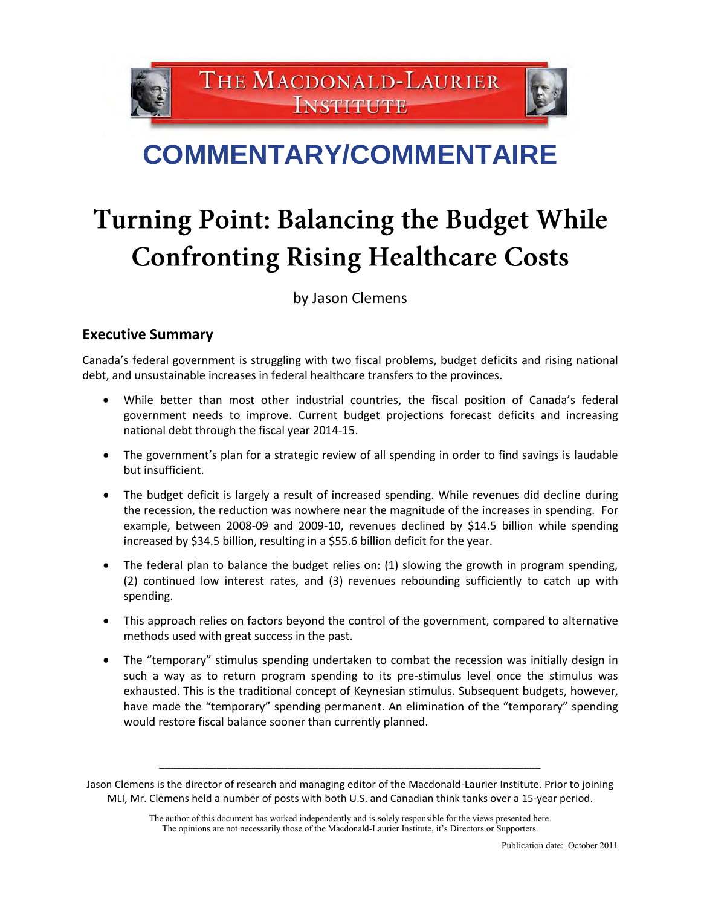THE MACDONALD-LAURIER INSTITUTE

# COMMENTARY/COMMENTAIRE

# Turning Point: Balancing the Budget While Confronting Rising Healthcare Costs

by Jason Clemens

## Executive Summary

Canada's federal government is struggling with two fiscal problems, budget deficits and rising national debt, and unsustainable increases in federal healthcare transfers to the provinces.

- While better than most other industrial countries, the fiscal position of Canada's federal government needs to improve. Current budget projections forecast deficits and increasing national debt through the fiscal year 2014-15.
- The government's plan for a strategic review of all spending in order to find savings is laudable but insufficient.
- The budget deficit is largely a result of increased spending. While revenues did decline during the recession, the reduction was nowhere near the magnitude of the increases in spending. For example, between 2008-09 and 2009-10, revenues declined by $14.5 billion while spending increased by $34.5 billion, resulting in a $55.6 billion deficit for the year.
- The federal plan to balance the budget relies on: (1) slowing the growth in program spending, (2) continued low interest rates, and (3) revenues rebounding sufficiently to catch up with spending.
- This approach relies on factors beyond the control of the government, compared to alternative methods used with great success in the past.
- The "temporary" stimulus spending undertaken to combat the recession was initially design in such a way as to return program spending to its pre-stimulus level once the stimulus was exhausted. This is the traditional concept of Keynesian stimulus. Subsequent budgets, however, have made the "temporary" spending permanent. An elimination of the "temporary" spending would restore fiscal balance sooner than currently planned.

---

Jason Clemens is the director of research and managing editor of the Macdonald-Laurier Institute. Prior to joining MLI, Mr. Clemens held a number of posts with both U.S. and Canadian think tanks over a 15-year period.

The author of this document has worked independently and is solely responsible for the views presented here. The opinions are not necessarily those of the Macdonald-Laurier Institute, it's Directors or Supporters.

Publication date: October 2011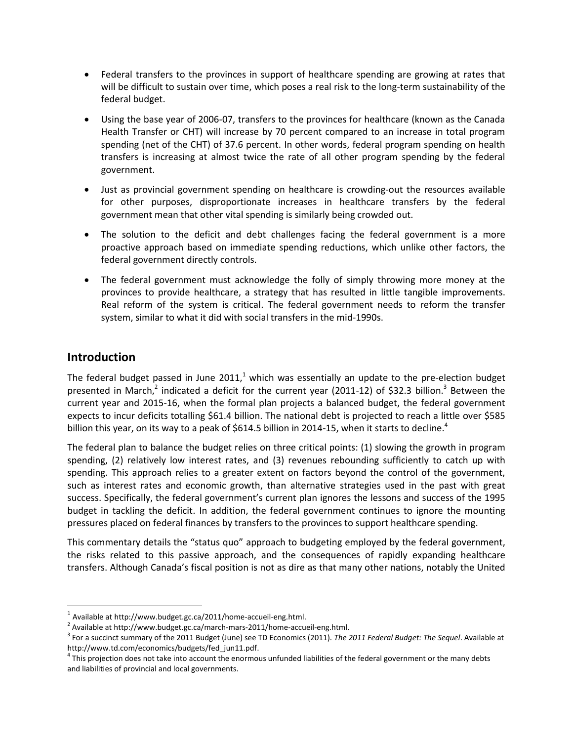- Federal transfers to the provinces in support of healthcare spending are growing at rates that will be difficult to sustain over time, which poses a real risk to the long-term sustainability of the federal budget.
- Using the base year of 2006-07, transfers to the provinces for healthcare (known as the Canada Health Transfer or CHT) will increase by 70 percent compared to an increase in total program spending (net of the CHT) of 37.6 percent. In other words, federal program spending on health transfers is increasing at almost twice the rate of all other program spending by the federal government.
- Just as provincial government spending on healthcare is crowding-out the resources available for other purposes, disproportionate increases in healthcare transfers by the federal government mean that other vital spending is similarly being crowded out.
- The solution to the deficit and debt challenges facing the federal government is a more proactive approach based on immediate spending reductions, which unlike other factors, the federal government directly controls.
- The federal government must acknowledge the folly of simply throwing more money at the provinces to provide healthcare, a strategy that has resulted in little tangible improvements. Real reform of the system is critical. The federal government needs to reform the transfer system, similar to what it did with social transfers in the mid-1990s.

## Introduction

The federal budget passed in June 2011,[1] which was essentially an update to the pre-election budget presented in March,[2] indicated a deficit for the current year (2011-12) of $32.3 billion.[3] Between the current year and 2015-16, when the formal plan projects a balanced budget, the federal government expects to incur deficits totalling $61.4 billion. The national debt is projected to reach a little over $585 billion this year, on its way to a peak of $614.5 billion in 2014-15, when it starts to decline.[4]

The federal plan to balance the budget relies on three critical points: (1) slowing the growth in program spending, (2) relatively low interest rates, and (3) revenues rebounding sufficiently to catch up with spending. This approach relies to a greater extent on factors beyond the control of the government, such as interest rates and economic growth, than alternative strategies used in the past with great success. Specifically, the federal government's current plan ignores the lessons and success of the 1995 budget in tackling the deficit. In addition, the federal government continues to ignore the mounting pressures placed on federal finances by transfers to the provinces to support healthcare spending.

This commentary details the "status quo" approach to budgeting employed by the federal government, the risks related to this passive approach, and the consequences of rapidly expanding healthcare transfers. Although Canada's fiscal position is not as dire as that many other nations, notably the United

---

[1] Available at http://www.budget.gc.ca/2011/home-accueil-eng.html.

[2] Available at http://www.budget.gc.ca/march-mars-2011/home-accueil-eng.html.

[3] For a succinct summary of the 2011 Budget (June) see TD Economics (2011). *The 2011 Federal Budget: The Sequel*. Available at http://www.td.com/economics/budgets/fed_jun11.pdf.

[4] This projection does not take into account the enormous unfunded liabilities of the federal government or the many debts and liabilities of provincial and local governments.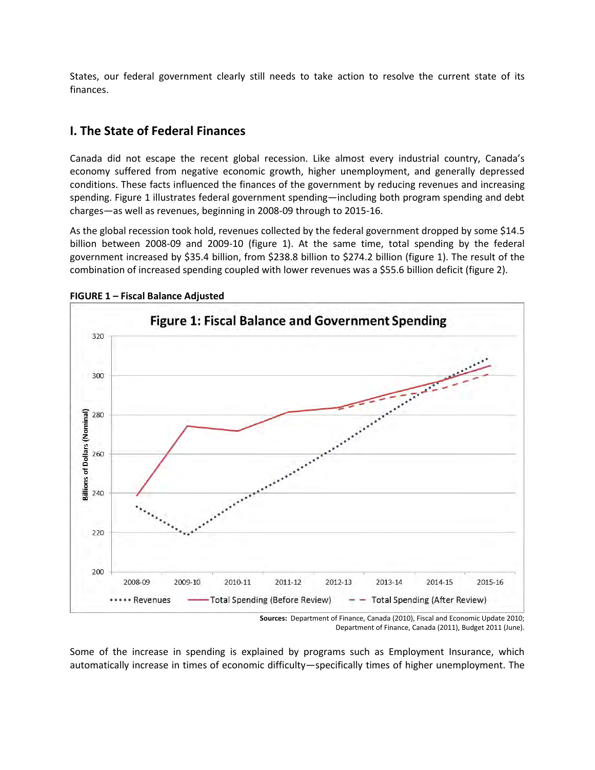States, our federal government clearly still needs to take action to resolve the current state of its finances.

## I. The State of Federal Finances

Canada did not escape the recent global recession. Like almost every industrial country, Canada's economy suffered from negative economic growth, higher unemployment, and generally depressed conditions. These facts influenced the finances of the government by reducing revenues and increasing spending. Figure 1 illustrates federal government spending—including both program spending and debt charges—as well as revenues, beginning in 2008-09 through to 2015-16.

As the global recession took hold, revenues collected by the federal government dropped by some $14.5 billion between 2008-09 and 2009-10 (figure 1). At the same time, total spending by the federal government increased by $35.4 billion, from $238.8 billion to $274.2 billion (figure 1). The result of the combination of increased spending coupled with lower revenues was a $55.6 billion deficit (figure 2).

**FIGURE 1 – Fiscal Balance Adjusted**

Figure 1: Fiscal Balance and Government Spending

**Sources:** Department of Finance, Canada (2010), Fiscal and Economic Update 2010; Department of Finance, Canada (2011), Budget 2011 (June).

Some of the increase in spending is explained by programs such as Employment Insurance, which automatically increase in times of economic difficulty—specifically times of higher unemployment. The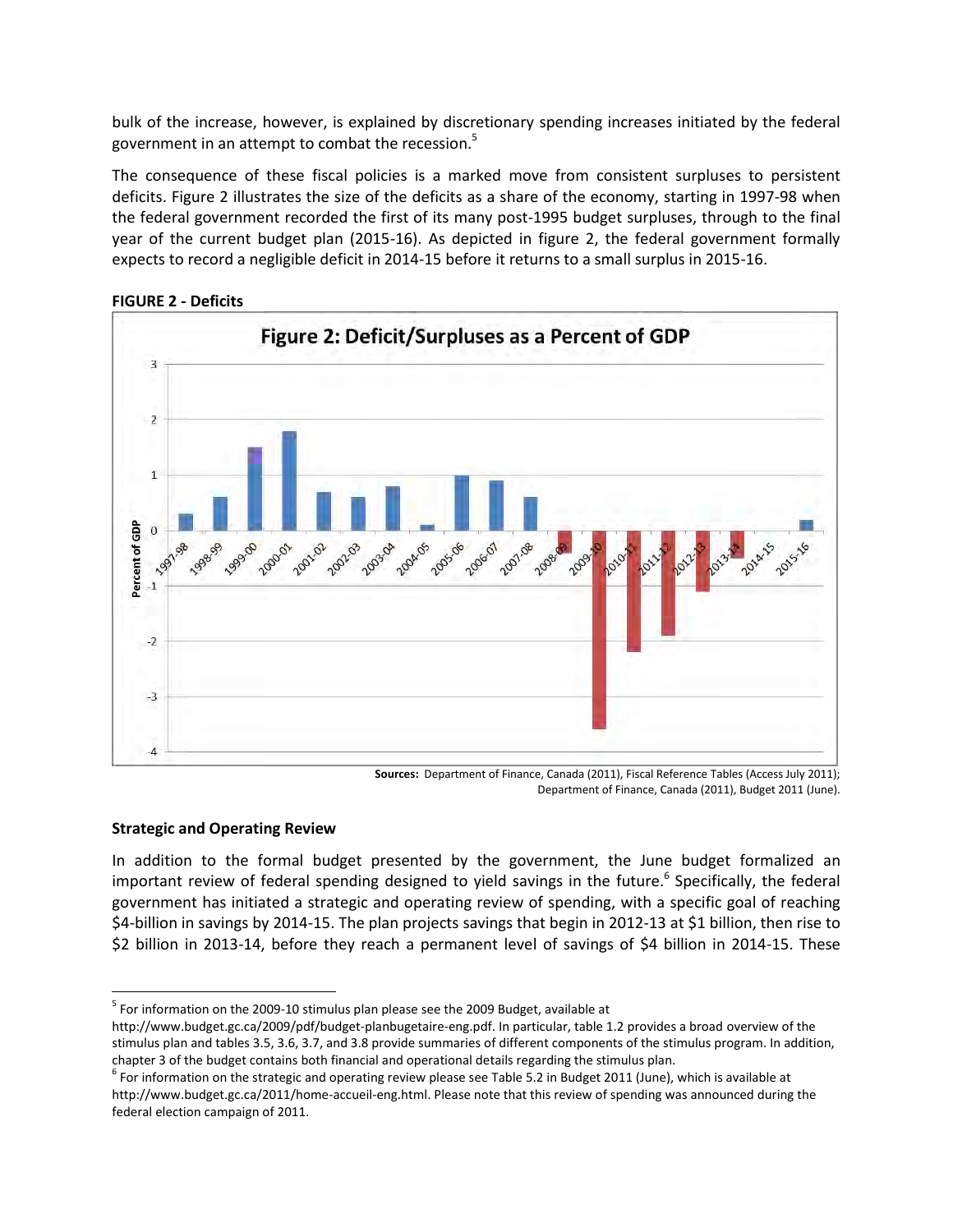bulk of the increase, however, is explained by discretionary spending increases initiated by the federal government in an attempt to combat the recession.[5]

The consequence of these fiscal policies is a marked move from consistent surpluses to persistent deficits. Figure 2 illustrates the size of the deficits as a share of the economy, starting in 1997-98 when the federal government recorded the first of its many post-1995 budget surpluses, through to the final year of the current budget plan (2015-16). As depicted in figure 2, the federal government formally expects to record a negligible deficit in 2014-15 before it returns to a small surplus in 2015-16.

**FIGURE 2 - Deficits**

**Sources:** Department of Finance, Canada (2011), Fiscal Reference Tables (Access July 2011); Department of Finance, Canada (2011), Budget 2011 (June).

**Strategic and Operating Review**

In addition to the formal budget presented by the government, the June budget formalized an important review of federal spending designed to yield savings in the future.[6] Specifically, the federal government has initiated a strategic and operating review of spending, with a specific goal of reaching $4-billion in savings by 2014-15. The plan projects savings that begin in 2012-13 at $1 billion, then rise to $2 billion in 2013-14, before they reach a permanent level of savings of $4 billion in 2014-15. These

---

[5] For information on the 2009-10 stimulus plan please see the 2009 Budget, available at http://www.budget.gc.ca/2009/pdf/budget-planbugetaire-eng.pdf. In particular, table 1.2 provides a broad overview of the stimulus plan and tables 3.5, 3.6, 3.7, and 3.8 provide summaries of different components of the stimulus program. In addition, chapter 3 of the budget contains both financial and operational details regarding the stimulus plan.

[6] For information on the strategic and operating review please see Table 5.2 in Budget 2011 (June), which is available at http://www.budget.gc.ca/2011/home-accueil-eng.html. Please note that this review of spending was announced during the federal election campaign of 2011.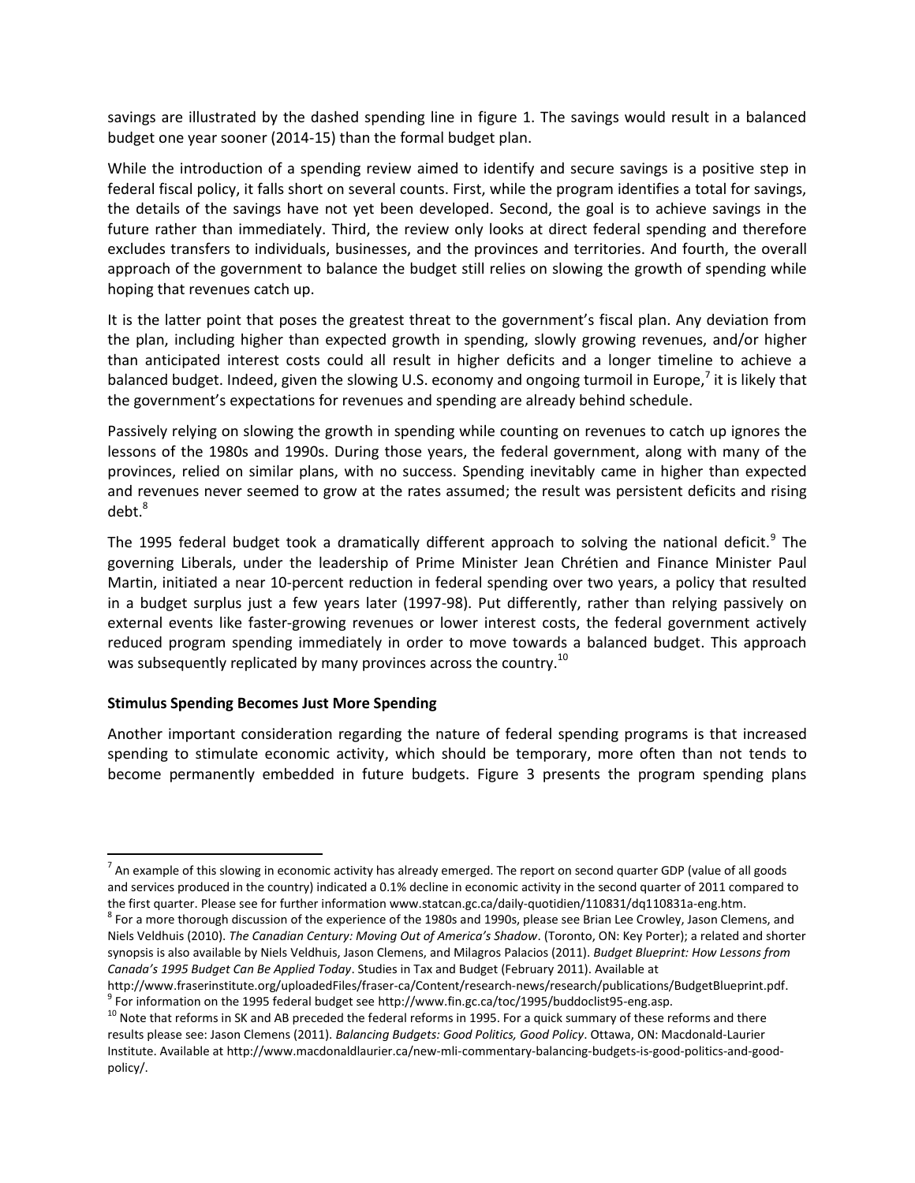savings are illustrated by the dashed spending line in figure 1. The savings would result in a balanced budget one year sooner (2014-15) than the formal budget plan.

While the introduction of a spending review aimed to identify and secure savings is a positive step in federal fiscal policy, it falls short on several counts. First, while the program identifies a total for savings, the details of the savings have not yet been developed. Second, the goal is to achieve savings in the future rather than immediately. Third, the review only looks at direct federal spending and therefore excludes transfers to individuals, businesses, and the provinces and territories. And fourth, the overall approach of the government to balance the budget still relies on slowing the growth of spending while hoping that revenues catch up.

It is the latter point that poses the greatest threat to the government's fiscal plan. Any deviation from the plan, including higher than expected growth in spending, slowly growing revenues, and/or higher than anticipated interest costs could all result in higher deficits and a longer timeline to achieve a balanced budget. Indeed, given the slowing U.S. economy and ongoing turmoil in Europe,[7] it is likely that the government's expectations for revenues and spending are already behind schedule.

Passively relying on slowing the growth in spending while counting on revenues to catch up ignores the lessons of the 1980s and 1990s. During those years, the federal government, along with many of the provinces, relied on similar plans, with no success. Spending inevitably came in higher than expected and revenues never seemed to grow at the rates assumed; the result was persistent deficits and rising debt.[8]

The 1995 federal budget took a dramatically different approach to solving the national deficit.[9] The governing Liberals, under the leadership of Prime Minister Jean Chrétien and Finance Minister Paul Martin, initiated a near 10-percent reduction in federal spending over two years, a policy that resulted in a budget surplus just a few years later (1997-98). Put differently, rather than relying passively on external events like faster-growing revenues or lower interest costs, the federal government actively reduced program spending immediately in order to move towards a balanced budget. This approach was subsequently replicated by many provinces across the country.[10]

**Stimulus Spending Becomes Just More Spending**

Another important consideration regarding the nature of federal spending programs is that increased spending to stimulate economic activity, which should be temporary, more often than not tends to become permanently embedded in future budgets. Figure 3 presents the program spending plans

---

[7] An example of this slowing in economic activity has already emerged. The report on second quarter GDP (value of all goods and services produced in the country) indicated a 0.1% decline in economic activity in the second quarter of 2011 compared to the first quarter. Please see for further information www.statcan.gc.ca/daily-quotidien/110831/dq110831a-eng.htm.

[8] For a more thorough discussion of the experience of the 1980s and 1990s, please see Brian Lee Crowley, Jason Clemens, and Niels Veldhuis (2010). *The Canadian Century: Moving Out of America's Shadow*. (Toronto, ON: Key Porter); a related and shorter synopsis is also available by Niels Veldhuis, Jason Clemens, and Milagros Palacios (2011). *Budget Blueprint: How Lessons from Canada's 1995 Budget Can Be Applied Today*. Studies in Tax and Budget (February 2011). Available at http://www.fraserinstitute.org/uploadedFiles/fraser-ca/Content/research-news/research/publications/BudgetBlueprint.pdf.

[9] For information on the 1995 federal budget see http://www.fin.gc.ca/toc/1995/buddoclist95-eng.asp.

[10] Note that reforms in SK and AB preceded the federal reforms in 1995. For a quick summary of these reforms and there results please see: Jason Clemens (2011). *Balancing Budgets: Good Politics, Good Policy*. Ottawa, ON: Macdonald-Laurier Institute. Available at http://www.macdonaldlaurier.ca/new-mli-commentary-balancing-budgets-is-good-politics-and-good-policy/.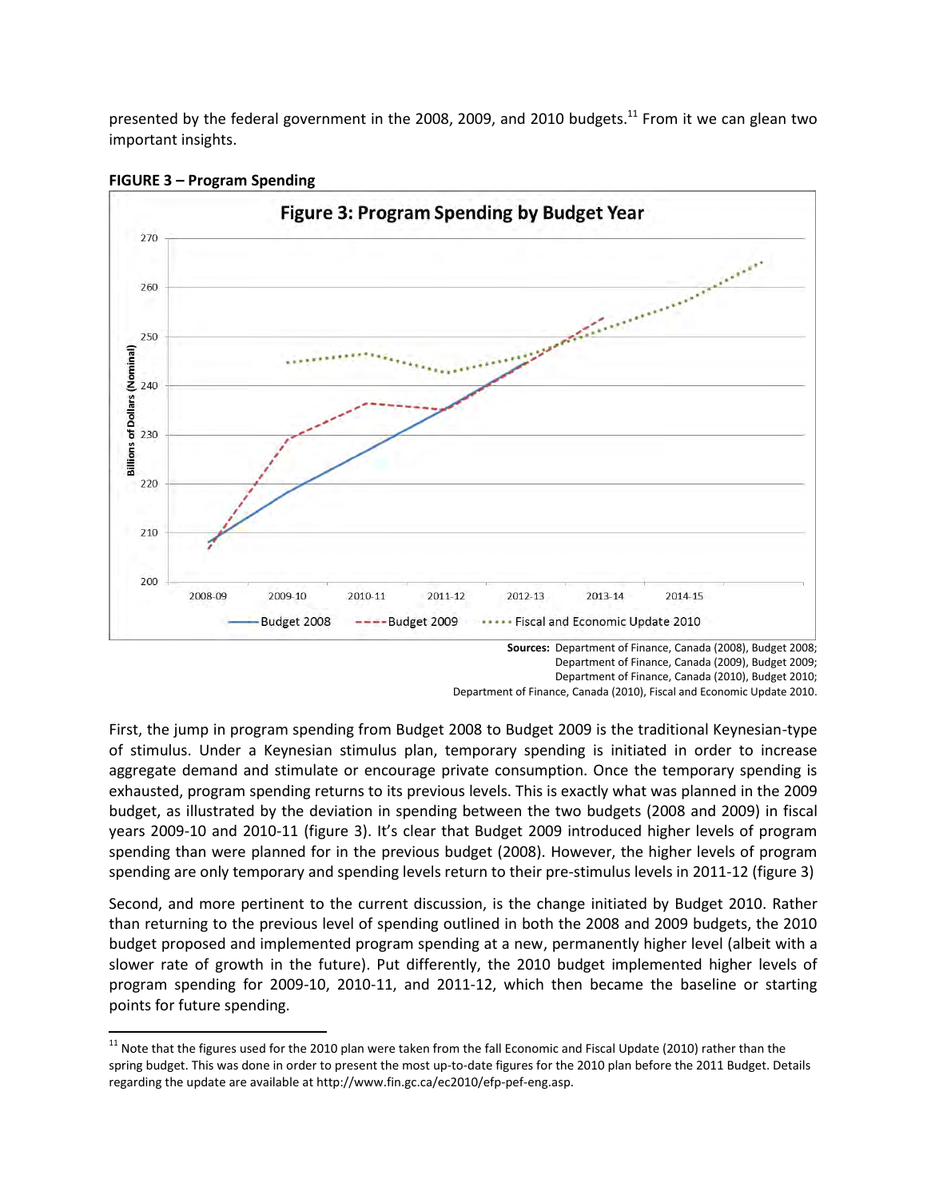presented by the federal government in the 2008, 2009, and 2010 budgets.[11] From it we can glean two important insights.

**FIGURE 3 – Program Spending**

**Sources:** Department of Finance, Canada (2008), Budget 2008; Department of Finance, Canada (2009), Budget 2009; Department of Finance, Canada (2010), Budget 2010; Department of Finance, Canada (2010), Fiscal and Economic Update 2010.

First, the jump in program spending from Budget 2008 to Budget 2009 is the traditional Keynesian-type of stimulus. Under a Keynesian stimulus plan, temporary spending is initiated in order to increase aggregate demand and stimulate or encourage private consumption. Once the temporary spending is exhausted, program spending returns to its previous levels. This is exactly what was planned in the 2009 budget, as illustrated by the deviation in spending between the two budgets (2008 and 2009) in fiscal years 2009-10 and 2010-11 (figure 3). It's clear that Budget 2009 introduced higher levels of program spending than were planned for in the previous budget (2008). However, the higher levels of program spending are only temporary and spending levels return to their pre-stimulus levels in 2011-12 (figure 3)

Second, and more pertinent to the current discussion, is the change initiated by Budget 2010. Rather than returning to the previous level of spending outlined in both the 2008 and 2009 budgets, the 2010 budget proposed and implemented program spending at a new, permanently higher level (albeit with a slower rate of growth in the future). Put differently, the 2010 budget implemented higher levels of program spending for 2009-10, 2010-11, and 2011-12, which then became the baseline or starting points for future spending.

[11] Note that the figures used for the 2010 plan were taken from the fall Economic and Fiscal Update (2010) rather than the spring budget. This was done in order to present the most up-to-date figures for the 2010 plan before the 2011 Budget. Details regarding the update are available at http://www.fin.gc.ca/ec2010/efp-pef-eng.asp.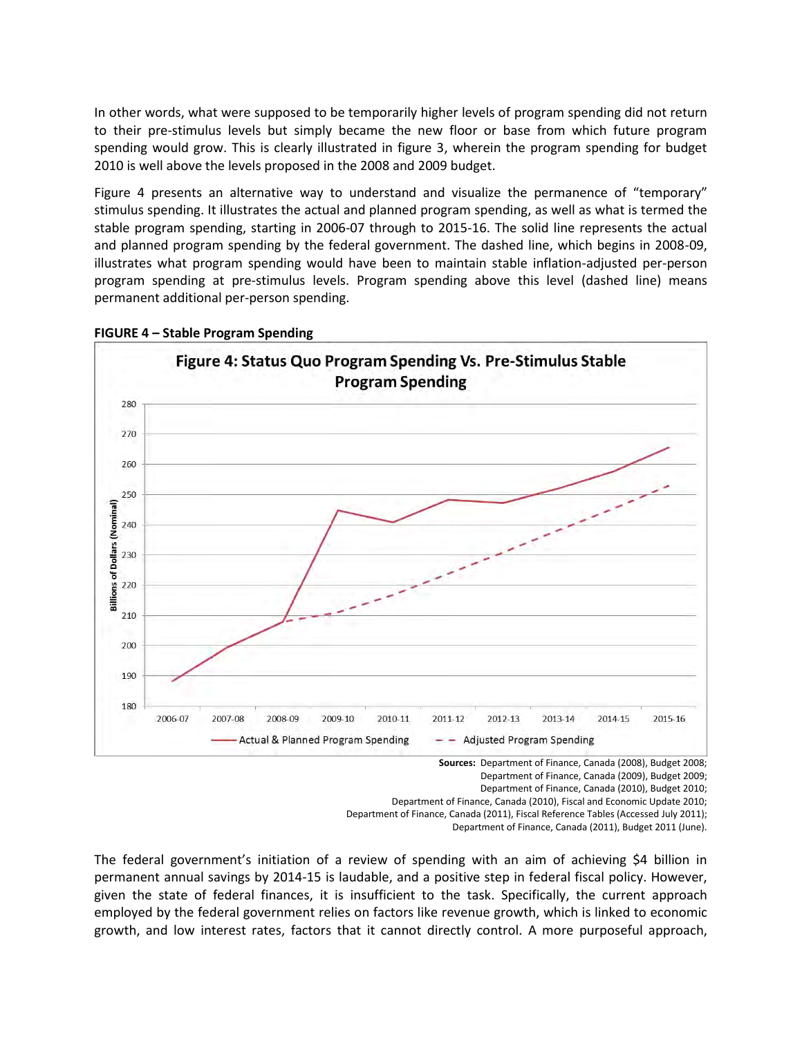In other words, what were supposed to be temporarily higher levels of program spending did not return to their pre-stimulus levels but simply became the new floor or base from which future program spending would grow. This is clearly illustrated in figure 3, wherein the program spending for budget 2010 is well above the levels proposed in the 2008 and 2009 budget.

Figure 4 presents an alternative way to understand and visualize the permanence of "temporary" stimulus spending. It illustrates the actual and planned program spending, as well as what is termed the stable program spending, starting in 2006-07 through to 2015-16. The solid line represents the actual and planned program spending by the federal government. The dashed line, which begins in 2008-09, illustrates what program spending would have been to maintain stable inflation-adjusted per-person program spending at pre-stimulus levels. Program spending above this level (dashed line) means permanent additional per-person spending.

**FIGURE 4 – Stable Program Spending**

**Figure 4: Status Quo Program Spending Vs. Pre-Stimulus Stable Program Spending**

**Sources:** Department of Finance, Canada (2008), Budget 2008; Department of Finance, Canada (2009), Budget 2009; Department of Finance, Canada (2010), Budget 2010; Department of Finance, Canada (2010), Fiscal and Economic Update 2010; Department of Finance, Canada (2011), Fiscal Reference Tables (Accessed July 2011); Department of Finance, Canada (2011), Budget 2011 (June).

The federal government's initiation of a review of spending with an aim of achieving $4 billion in permanent annual savings by 2014-15 is laudable, and a positive step in federal fiscal policy. However, given the state of federal finances, it is insufficient to the task. Specifically, the current approach employed by the federal government relies on factors like revenue growth, which is linked to economic growth, and low interest rates, factors that it cannot directly control. A more purposeful approach,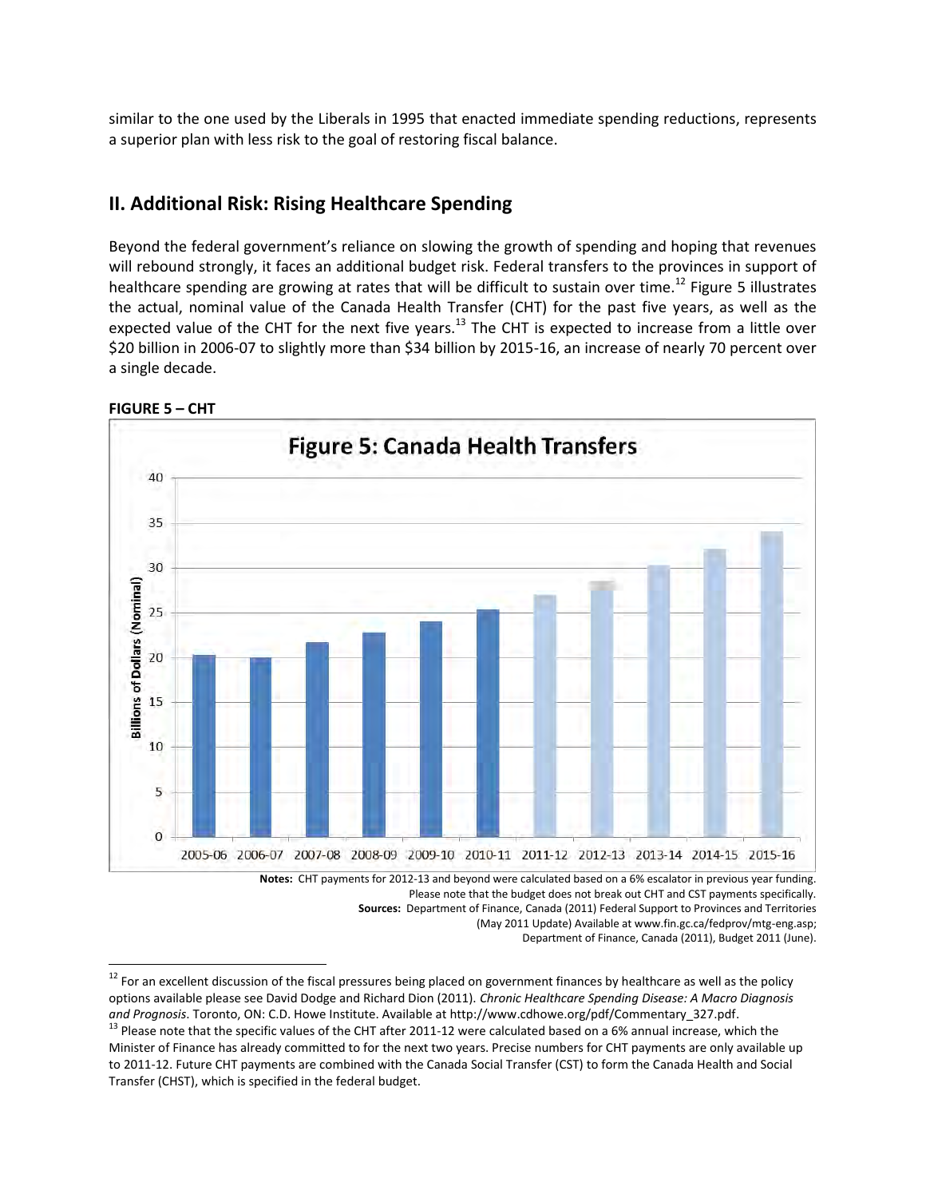similar to the one used by the Liberals in 1995 that enacted immediate spending reductions, represents a superior plan with less risk to the goal of restoring fiscal balance.

## II. Additional Risk: Rising Healthcare Spending

Beyond the federal government's reliance on slowing the growth of spending and hoping that revenues will rebound strongly, it faces an additional budget risk. Federal transfers to the provinces in support of healthcare spending are growing at rates that will be difficult to sustain over time.[12] Figure 5 illustrates the actual, nominal value of the Canada Health Transfer (CHT) for the past five years, as well as the expected value of the CHT for the next five years.[13] The CHT is expected to increase from a little over \$20 billion in 2006-07 to slightly more than \$34 billion by 2015-16, an increase of nearly 70 percent over a single decade.

**FIGURE 5 – CHT**

**Notes:** CHT payments for 2012-13 and beyond were calculated based on a 6% escalator in previous year funding. Please note that the budget does not break out CHT and CST payments specifically.
**Sources:** Department of Finance, Canada (2011) Federal Support to Provinces and Territories (May 2011 Update) Available at www.fin.gc.ca/fedprov/mtg-eng.asp; Department of Finance, Canada (2011), Budget 2011 (June).

[12] For an excellent discussion of the fiscal pressures being placed on government finances by healthcare as well as the policy options available please see David Dodge and Richard Dion (2011). *Chronic Healthcare Spending Disease: A Macro Diagnosis and Prognosis*. Toronto, ON: C.D. Howe Institute. Available at http://www.cdhowe.org/pdf/Commentary_327.pdf.

[13] Please note that the specific values of the CHT after 2011-12 were calculated based on a 6% annual increase, which the Minister of Finance has already committed to for the next two years. Precise numbers for CHT payments are only available up to 2011-12. Future CHT payments are combined with the Canada Social Transfer (CST) to form the Canada Health and Social Transfer (CHST), which is specified in the federal budget.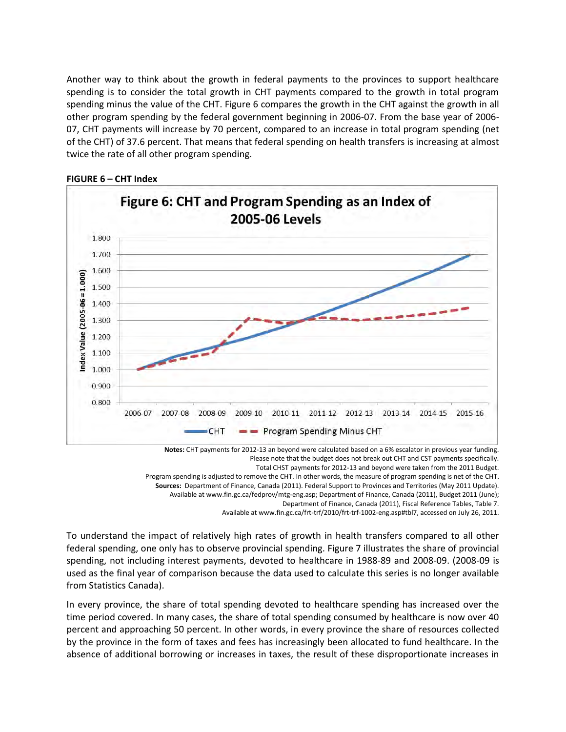Another way to think about the growth in federal payments to the provinces to support healthcare spending is to consider the total growth in CHT payments compared to the growth in total program spending minus the value of the CHT. Figure 6 compares the growth in the CHT against the growth in all other program spending by the federal government beginning in 2006-07. From the base year of 2006-07, CHT payments will increase by 70 percent, compared to an increase in total program spending (net of the CHT) of 37.6 percent. That means that federal spending on health transfers is increasing at almost twice the rate of all other program spending.

**FIGURE 6 – CHT Index**

**Notes:** CHT payments for 2012-13 an beyond were calculated based on a 6% escalator in previous year funding. Please note that the budget does not break out CHT and CST payments specifically. Total CHST payments for 2012-13 and beyond were taken from the 2011 Budget. Program spending is adjusted to remove the CHT. In other words, the measure of program spending is net of the CHT.
**Sources:** Department of Finance, Canada (2011). Federal Support to Provinces and Territories (May 2011 Update). Available at www.fin.gc.ca/fedprov/mtg-eng.asp; Department of Finance, Canada (2011), Budget 2011 (June); Department of Finance, Canada (2011), Fiscal Reference Tables, Table 7. Available at www.fin.gc.ca/frt-trf/2010/frt-trf-1002-eng.asp#tbl7, accessed on July 26, 2011.

To understand the impact of relatively high rates of growth in health transfers compared to all other federal spending, one only has to observe provincial spending. Figure 7 illustrates the share of provincial spending, not including interest payments, devoted to healthcare in 1988-89 and 2008-09. (2008-09 is used as the final year of comparison because the data used to calculate this series is no longer available from Statistics Canada).

In every province, the share of total spending devoted to healthcare spending has increased over the time period covered. In many cases, the share of total spending consumed by healthcare is now over 40 percent and approaching 50 percent. In other words, in every province the share of resources collected by the province in the form of taxes and fees has increasingly been allocated to fund healthcare. In the absence of additional borrowing or increases in taxes, the result of these disproportionate increases in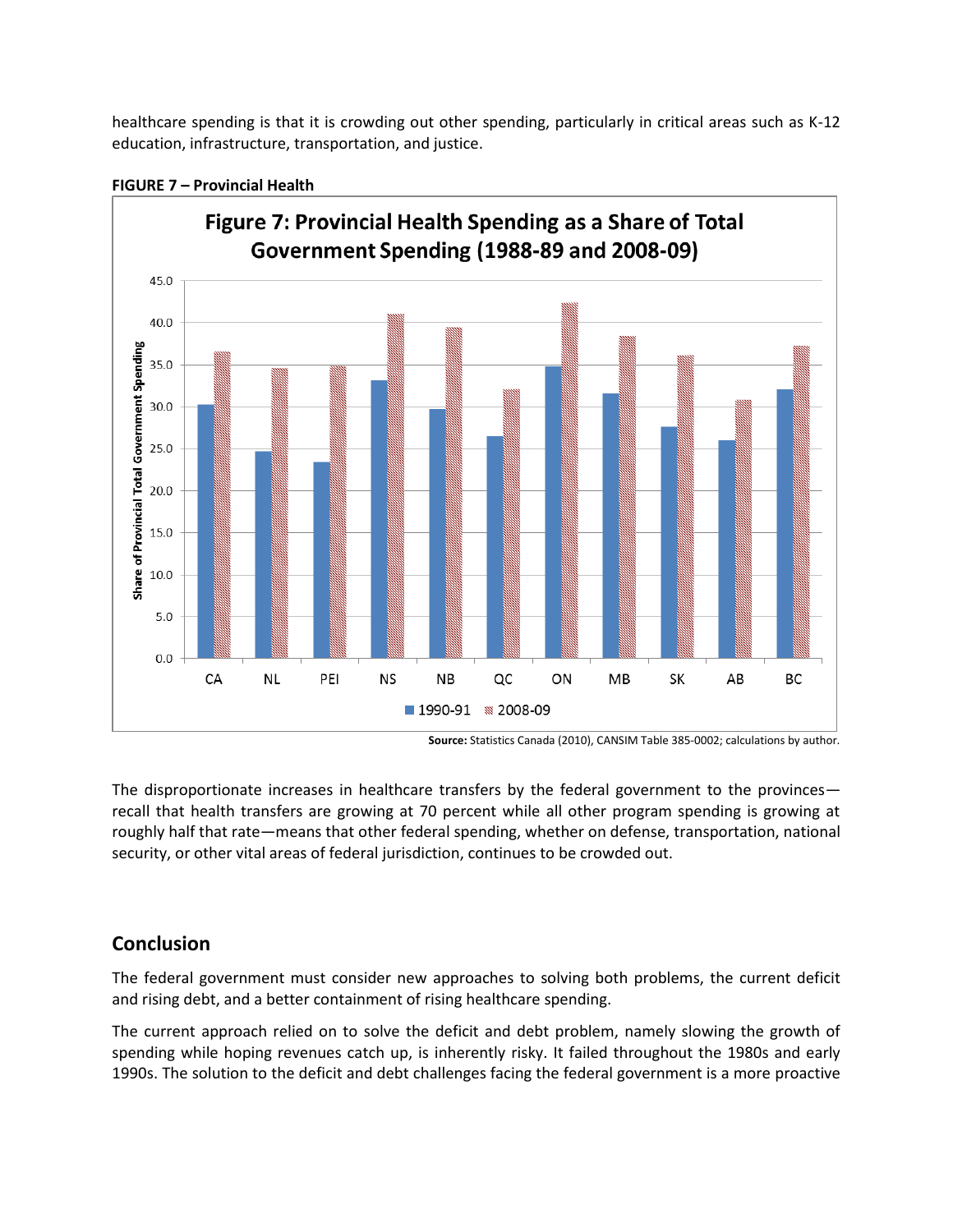healthcare spending is that it is crowding out other spending, particularly in critical areas such as K-12 education, infrastructure, transportation, and justice.

**FIGURE 7 – Provincial Health**

**Source:** Statistics Canada (2010), CANSIM Table 385-0002; calculations by author.

The disproportionate increases in healthcare transfers by the federal government to the provinces—recall that health transfers are growing at 70 percent while all other program spending is growing at roughly half that rate—means that other federal spending, whether on defense, transportation, national security, or other vital areas of federal jurisdiction, continues to be crowded out.

## Conclusion

The federal government must consider new approaches to solving both problems, the current deficit and rising debt, and a better containment of rising healthcare spending.

The current approach relied on to solve the deficit and debt problem, namely slowing the growth of spending while hoping revenues catch up, is inherently risky. It failed throughout the 1980s and early 1990s. The solution to the deficit and debt challenges facing the federal government is a more proactive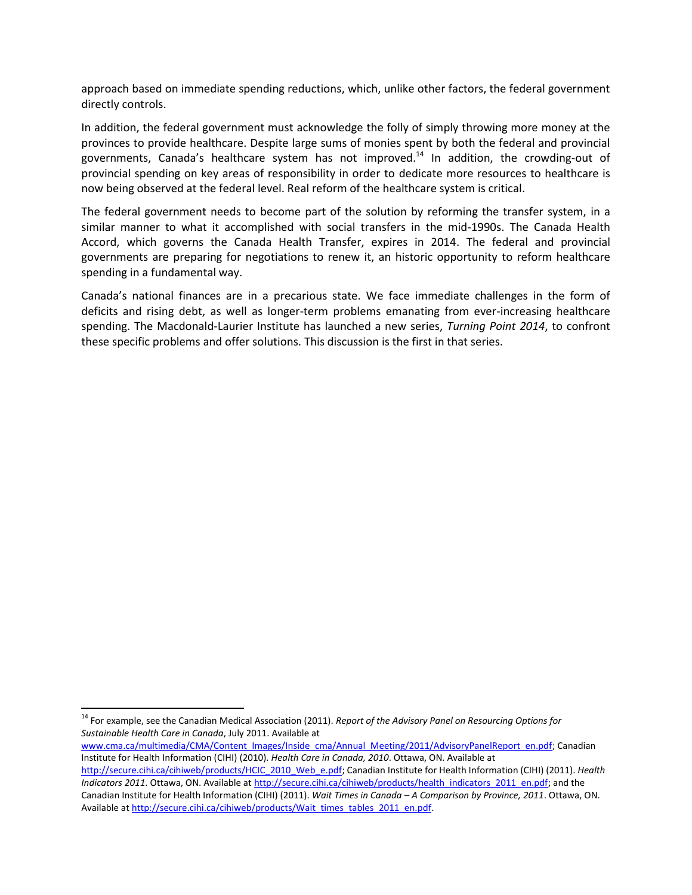approach based on immediate spending reductions, which, unlike other factors, the federal government directly controls.

In addition, the federal government must acknowledge the folly of simply throwing more money at the provinces to provide healthcare. Despite large sums of monies spent by both the federal and provincial governments, Canada's healthcare system has not improved.[14] In addition, the crowding-out of provincial spending on key areas of responsibility in order to dedicate more resources to healthcare is now being observed at the federal level. Real reform of the healthcare system is critical.

The federal government needs to become part of the solution by reforming the transfer system, in a similar manner to what it accomplished with social transfers in the mid-1990s. The Canada Health Accord, which governs the Canada Health Transfer, expires in 2014. The federal and provincial governments are preparing for negotiations to renew it, an historic opportunity to reform healthcare spending in a fundamental way.

Canada's national finances are in a precarious state. We face immediate challenges in the form of deficits and rising debt, as well as longer-term problems emanating from ever-increasing healthcare spending. The Macdonald-Laurier Institute has launched a new series, *Turning Point 2014*, to confront these specific problems and offer solutions. This discussion is the first in that series.

---

[14] For example, see the Canadian Medical Association (2011). *Report of the Advisory Panel on Resourcing Options for Sustainable Health Care in Canada*, July 2011. Available at www.cma.ca/multimedia/CMA/Content_Images/Inside_cma/Annual_Meeting/2011/AdvisoryPanelReport_en.pdf; Canadian Institute for Health Information (CIHI) (2010). *Health Care in Canada, 2010*. Ottawa, ON. Available at http://secure.cihi.ca/cihiweb/products/HCIC_2010_Web_e.pdf; Canadian Institute for Health Information (CIHI) (2011). *Health Indicators 2011*. Ottawa, ON. Available at http://secure.cihi.ca/cihiweb/products/health_indicators_2011_en.pdf; and the Canadian Institute for Health Information (CIHI) (2011). *Wait Times in Canada – A Comparison by Province, 2011*. Ottawa, ON. Available at http://secure.cihi.ca/cihiweb/products/Wait_times_tables_2011_en.pdf.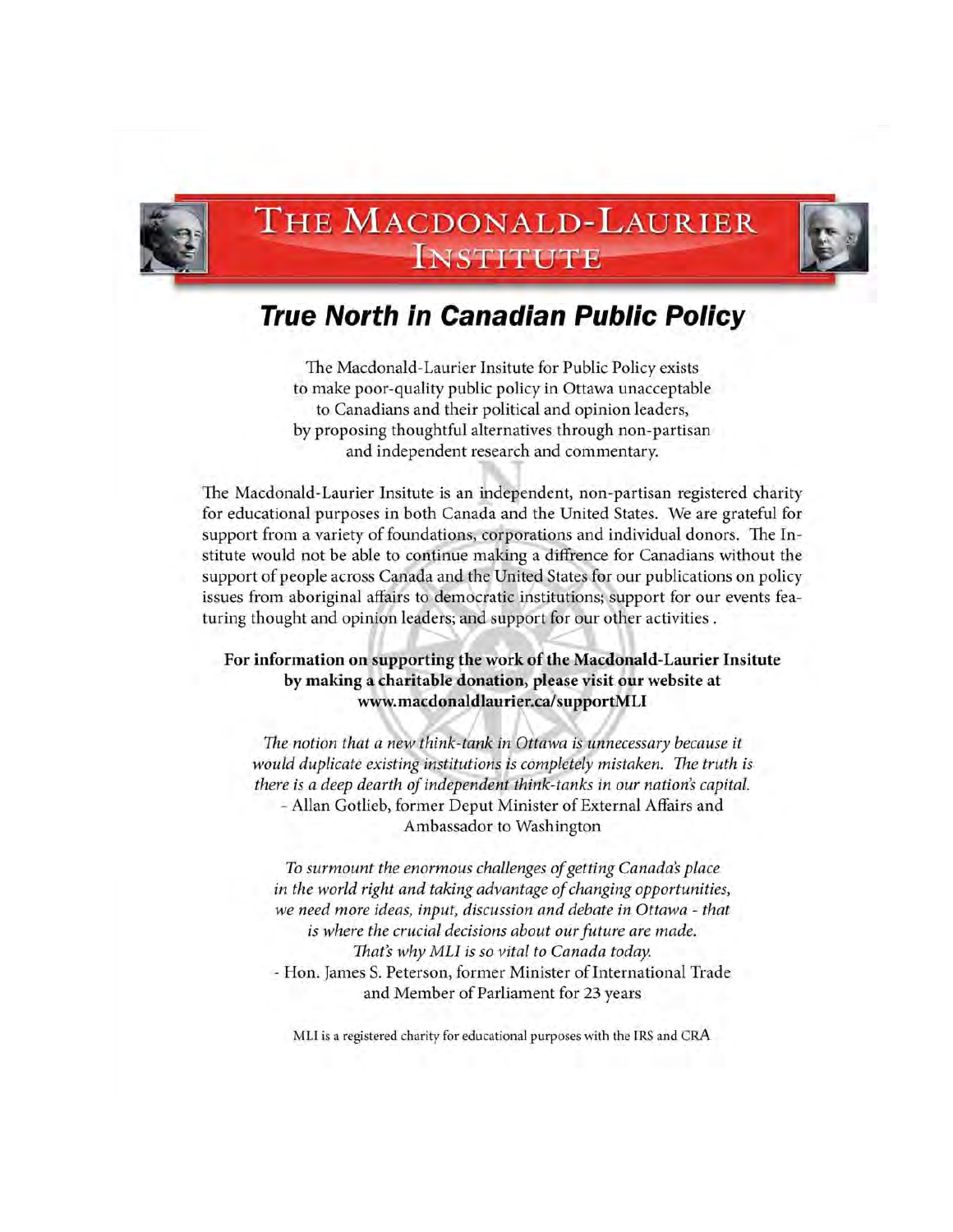# THE MACDONALD-LAURIER INSTITUTE

## *True North in Canadian Public Policy*

The Macdonald-Laurier Insitute for Public Policy exists to make poor-quality public policy in Ottawa unacceptable to Canadians and their political and opinion leaders, by proposing thoughtful alternatives through non-partisan and independent research and commentary.

The Macdonald-Laurier Insitute is an independent, non-partisan registered charity for educational purposes in both Canada and the United States. We are grateful for support from a variety of foundations, corporations and individual donors. The Institute would not be able to continue making a diffrence for Canadians without the support of people across Canada and the United States for our publications on policy issues from aboriginal affairs to democratic institutions; support for our events featuring thought and opinion leaders; and support for our other activities .

**For information on supporting the work of the Macdonald-Laurier Insitute by making a charitable donation, please visit our website at www.macdonaldlaurier.ca/supportMLI**

*The notion that a new think-tank in Ottawa is unnecessary because it would duplicate existing institutions is completely mistaken. The truth is there is a deep dearth of independent think-tanks in our nation's capital.*
- Allan Gotlieb, former Deput Minister of External Affairs and Ambassador to Washington

*To surmount the enormous challenges of getting Canada's place in the world right and taking advantage of changing opportunities, we need more ideas, input, discussion and debate in Ottawa - that is where the crucial decisions about our future are made. That's why MLI is so vital to Canada today.*
- Hon. James S. Peterson, former Minister of International Trade and Member of Parliament for 23 years

MLI is a registered charity for educational purposes with the IRS and CRA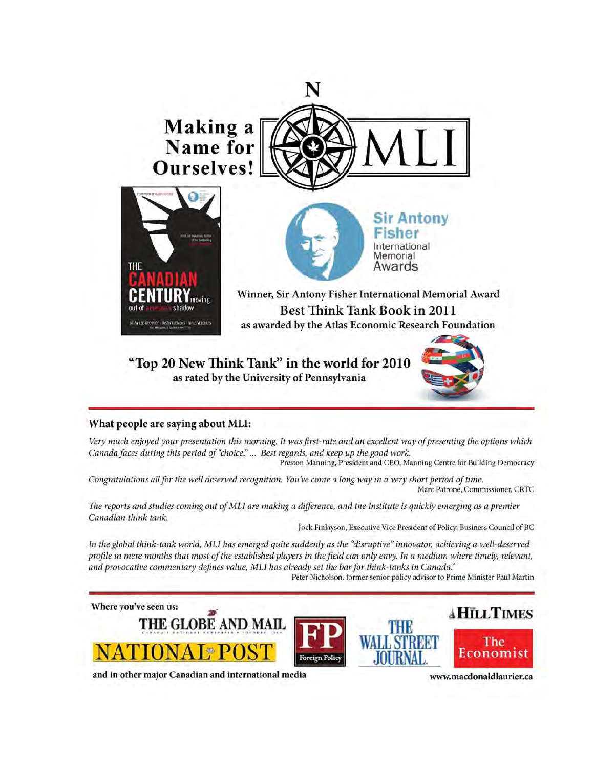# Making a Name for Ourselves!

MLI

Sir Antony Fisher International Memorial Awards

**Winner, Sir Antony Fisher International Memorial Award**
**Best Think Tank Book in 2011**
**as awarded by the Atlas Economic Research Foundation**

## "Top 20 New Think Tank" in the world for 2010
**as rated by the University of Pennsylvania**

### What people are saying about MLI:

*Very much enjoyed your presentation this morning. It was first-rate and an excellent way of presenting the options which Canada faces during this period of "choice." ... Best regards, and keep up the good work.*
Preston Manning, President and CEO, Manning Centre for Building Democracy

*Congratulations all for the well deserved recognition. You've come a long way in a very short period of time.*
Marc Patrone, Commissioner, CRTC

*The reports and studies coming out of MLI are making a difference, and the Institute is quickly emerging as a premier Canadian think tank.*
Jock Finlayson, Executive Vice President of Policy, Business Council of BC

*In the global think-tank world, MLI has emerged quite suddenly as the "disruptive" innovator, achieving a well-deserved profile in mere months that most of the established players in the field can only envy. In a medium where timely, relevant, and provocative commentary defines value, MLI has already set the bar for think-tanks in Canada."*
Peter Nicholson, former senior policy advisor to Prime Minister Paul Martin

**Where you've seen us:**

THE GLOBE AND MAIL · NATIONAL POST · Foreign Policy · THE WALL STREET JOURNAL · THE HILL TIMES · The Economist

**and in other major Canadian and international media**

**www.macdonaldlaurier.ca**